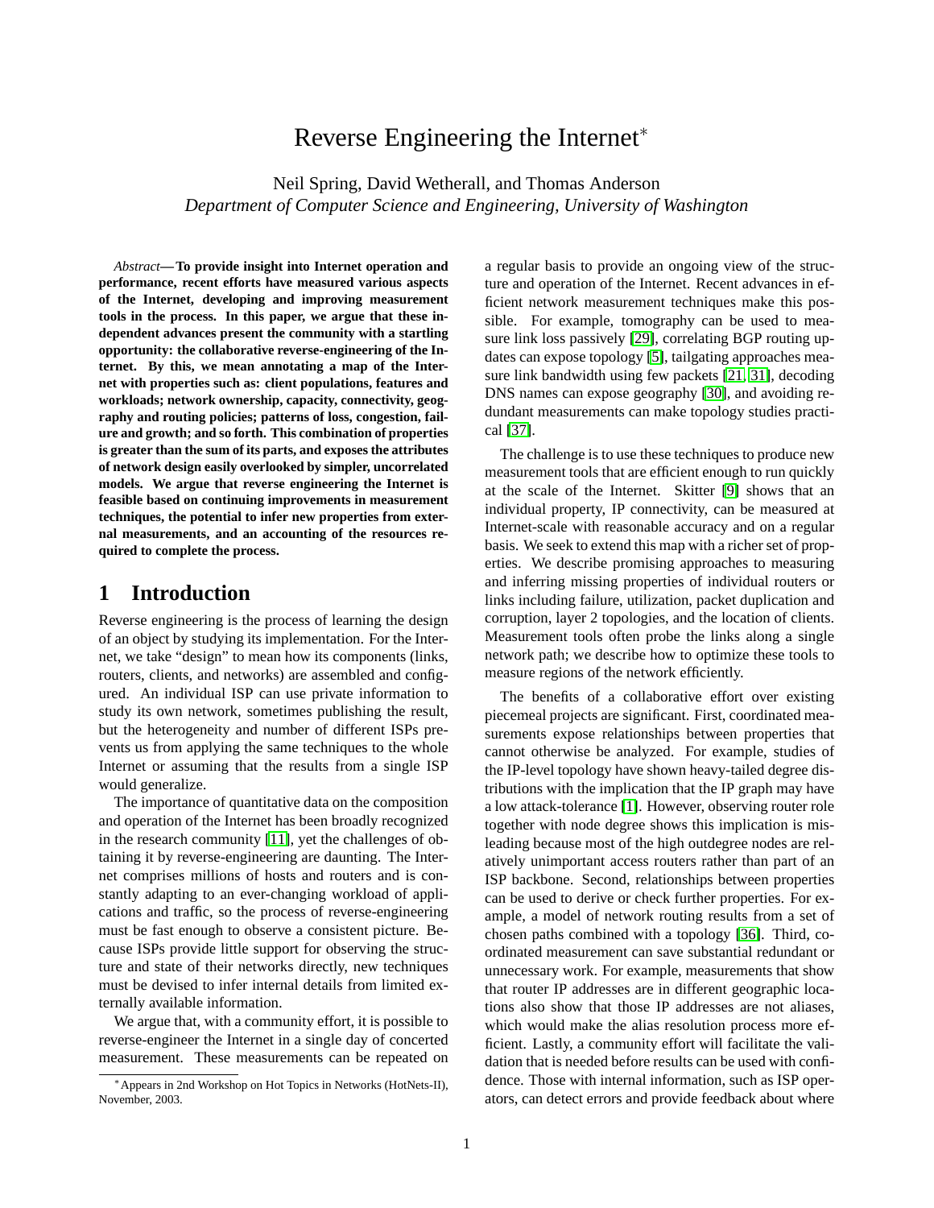# Reverse Engineering the Internet*

Neil Spring, David Wetherall, and Thomas Anderson
*Department of Computer Science and Engineering, University of Washington*

*Abstract*— **To provide insight into Internet operation and performance, recent efforts have measured various aspects of the Internet, developing and improving measurement tools in the process. In this paper, we argue that these independent advances present the community with a startling opportunity: the collaborative reverse-engineering of the Internet. By this, we mean annotating a map of the Internet with properties such as: client populations, features and workloads; network ownership, capacity, connectivity, geography and routing policies; patterns of loss, congestion, failure and growth; and so forth. This combination of properties is greater than the sum of its parts, and exposes the attributes of network design easily overlooked by simpler, uncorrelated models. We argue that reverse engineering the Internet is feasible based on continuing improvements in measurement techniques, the potential to infer new properties from external measurements, and an accounting of the resources required to complete the process.**

## 1 Introduction

Reverse engineering is the process of learning the design of an object by studying its implementation. For the Internet, we take "design" to mean how its components (links, routers, clients, and networks) are assembled and configured. An individual ISP can use private information to study its own network, sometimes publishing the result, but the heterogeneity and number of different ISPs prevents us from applying the same techniques to the whole Internet or assuming that the results from a single ISP would generalize.

The importance of quantitative data on the composition and operation of the Internet has been broadly recognized in the research community [11], yet the challenges of obtaining it by reverse-engineering are daunting. The Internet comprises millions of hosts and routers and is constantly adapting to an ever-changing workload of applications and traffic, so the process of reverse-engineering must be fast enough to observe a consistent picture. Because ISPs provide little support for observing the structure and state of their networks directly, new techniques must be devised to infer internal details from limited externally available information.

We argue that, with a community effort, it is possible to reverse-engineer the Internet in a single day of concerted measurement. These measurements can be repeated on a regular basis to provide an ongoing view of the structure and operation of the Internet. Recent advances in efficient network measurement techniques make this possible. For example, tomography can be used to measure link loss passively [29], correlating BGP routing updates can expose topology [5], tailgating approaches measure link bandwidth using few packets [21, 31], decoding DNS names can expose geography [30], and avoiding redundant measurements can make topology studies practical [37].

The challenge is to use these techniques to produce new measurement tools that are efficient enough to run quickly at the scale of the Internet. Skitter [9] shows that an individual property, IP connectivity, can be measured at Internet-scale with reasonable accuracy and on a regular basis. We seek to extend this map with a richer set of properties. We describe promising approaches to measuring and inferring missing properties of individual routers or links including failure, utilization, packet duplication and corruption, layer 2 topologies, and the location of clients. Measurement tools often probe the links along a single network path; we describe how to optimize these tools to measure regions of the network efficiently.

The benefits of a collaborative effort over existing piecemeal projects are significant. First, coordinated measurements expose relationships between properties that cannot otherwise be analyzed. For example, studies of the IP-level topology have shown heavy-tailed degree distributions with the implication that the IP graph may have a low attack-tolerance [1]. However, observing router role together with node degree shows this implication is misleading because most of the high outdegree nodes are relatively unimportant access routers rather than part of an ISP backbone. Second, relationships between properties can be used to derive or check further properties. For example, a model of network routing results from a set of chosen paths combined with a topology [36]. Third, coordinated measurement can save substantial redundant or unnecessary work. For example, measurements that show that router IP addresses are in different geographic locations also show that those IP addresses are not aliases, which would make the alias resolution process more efficient. Lastly, a community effort will facilitate the validation that is needed before results can be used with confidence. Those with internal information, such as ISP operators, can detect errors and provide feedback about where

*Appears in 2nd Workshop on Hot Topics in Networks (HotNets-II), November, 2003.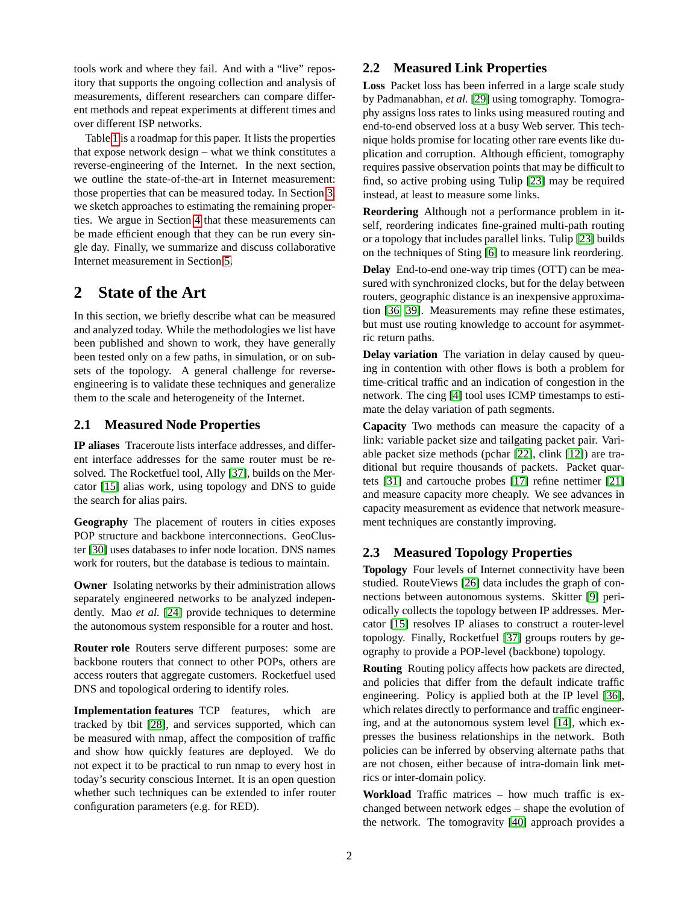tools work and where they fail. And with a "live" repository that supports the ongoing collection and analysis of measurements, different researchers can compare different methods and repeat experiments at different times and over different ISP networks.

Table 1 is a roadmap for this paper. It lists the properties that expose network design – what we think constitutes a reverse-engineering of the Internet. In the next section, we outline the state-of-the-art in Internet measurement: those properties that can be measured today. In Section 3, we sketch approaches to estimating the remaining properties. We argue in Section 4 that these measurements can be made efficient enough that they can be run every single day. Finally, we summarize and discuss collaborative Internet measurement in Section 5.

## 2 State of the Art

In this section, we briefly describe what can be measured and analyzed today. While the methodologies we list have been published and shown to work, they have generally been tested only on a few paths, in simulation, or on subsets of the topology. A general challenge for reverse-engineering is to validate these techniques and generalize them to the scale and heterogeneity of the Internet.

### 2.1 Measured Node Properties

**IP aliases** Traceroute lists interface addresses, and different interface addresses for the same router must be resolved. The Rocketfuel tool, Ally [37], builds on the Mercator [15] alias work, using topology and DNS to guide the search for alias pairs.

**Geography** The placement of routers in cities exposes POP structure and backbone interconnections. GeoCluster [30] uses databases to infer node location. DNS names work for routers, but the database is tedious to maintain.

**Owner** Isolating networks by their administration allows separately engineered networks to be analyzed independently. Mao *et al.* [24] provide techniques to determine the autonomous system responsible for a router and host.

**Router role** Routers serve different purposes: some are backbone routers that connect to other POPs, others are access routers that aggregate customers. Rocketfuel used DNS and topological ordering to identify roles.

**Implementation features** TCP features, which are tracked by tbit [28], and services supported, which can be measured with nmap, affect the composition of traffic and show how quickly features are deployed. We do not expect it to be practical to run nmap to every host in today's security conscious Internet. It is an open question whether such techniques can be extended to infer router configuration parameters (e.g. for RED).

### 2.2 Measured Link Properties

**Loss** Packet loss has been inferred in a large scale study by Padmanabhan, *et al.* [29] using tomography. Tomography assigns loss rates to links using measured routing and end-to-end observed loss at a busy Web server. This technique holds promise for locating other rare events like duplication and corruption. Although efficient, tomography requires passive observation points that may be difficult to find, so active probing using Tulip [23] may be required instead, at least to measure some links.

**Reordering** Although not a performance problem in itself, reordering indicates fine-grained multi-path routing or a topology that includes parallel links. Tulip [23] builds on the techniques of Sting [6] to measure link reordering.

**Delay** End-to-end one-way trip times (OTT) can be measured with synchronized clocks, but for the delay between routers, geographic distance is an inexpensive approximation [36, 39]. Measurements may refine these estimates, but must use routing knowledge to account for asymmetric return paths.

**Delay variation** The variation in delay caused by queuing in contention with other flows is both a problem for time-critical traffic and an indication of congestion in the network. The cing [4] tool uses ICMP timestamps to estimate the delay variation of path segments.

**Capacity** Two methods can measure the capacity of a link: variable packet size and tailgating packet pair. Variable packet size methods (pchar [22], clink [12]) are traditional but require thousands of packets. Packet quartets [31] and cartouche probes [17] refine nettimer [21] and measure capacity more cheaply. We see advances in capacity measurement as evidence that network measurement techniques are constantly improving.

### 2.3 Measured Topology Properties

**Topology** Four levels of Internet connectivity have been studied. RouteViews [26] data includes the graph of connections between autonomous systems. Skitter [9] periodically collects the topology between IP addresses. Mercator [15] resolves IP aliases to construct a router-level topology. Finally, Rocketfuel [37] groups routers by geography to provide a POP-level (backbone) topology.

**Routing** Routing policy affects how packets are directed, and policies that differ from the default indicate traffic engineering. Policy is applied both at the IP level [36], which relates directly to performance and traffic engineering, and at the autonomous system level [14], which expresses the business relationships in the network. Both policies can be inferred by observing alternate paths that are not chosen, either because of intra-domain link metrics or inter-domain policy.

**Workload** Traffic matrices – how much traffic is exchanged between network edges – shape the evolution of the network. The tomogravity [40] approach provides a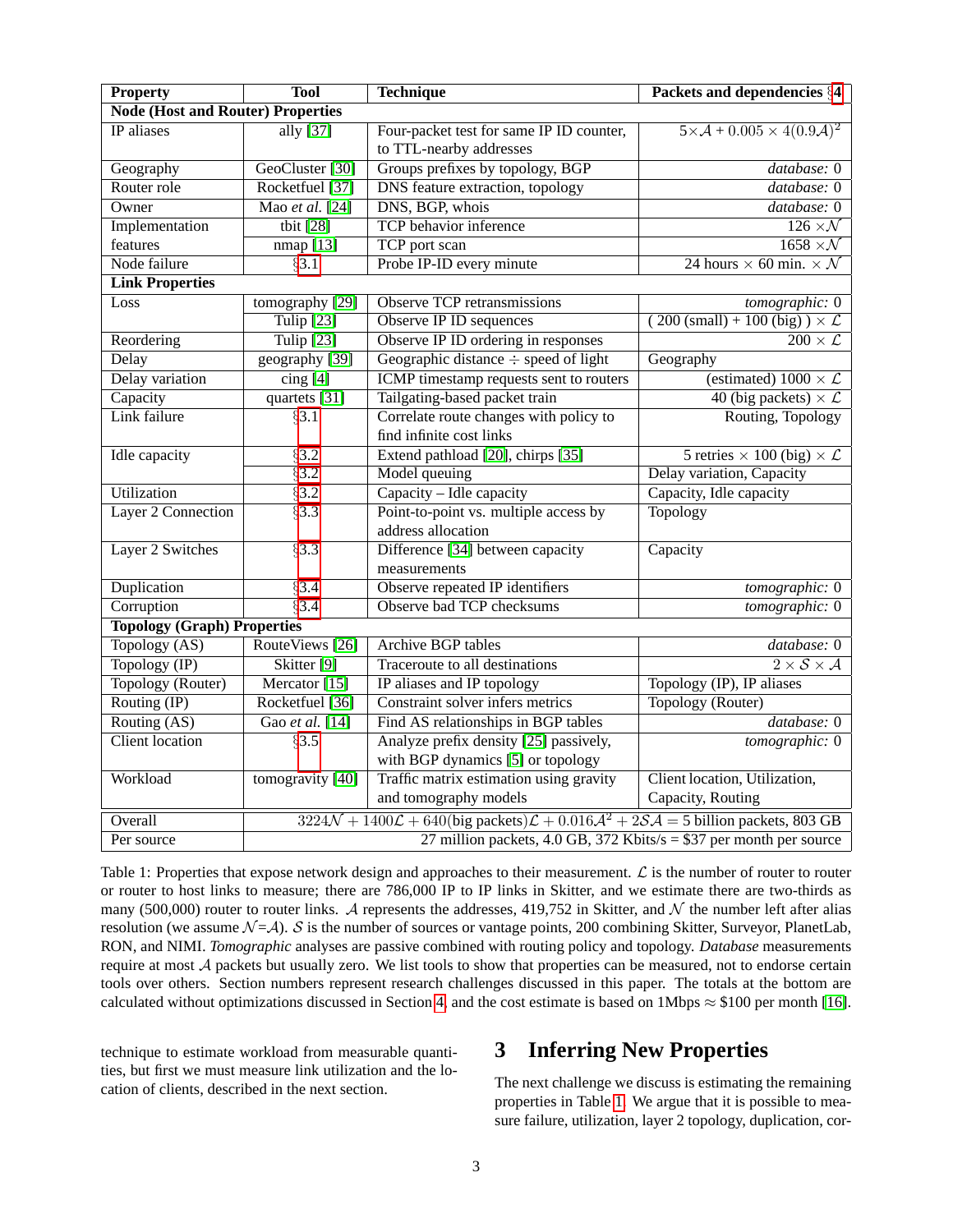| Property | Tool | Technique | Packets and dependencies §4 |
|---|---|---|---|
| **Node (Host and Router) Properties** | | | |
| IP aliases | ally [37] | Four-packet test for same IP ID counter, to TTL-nearby addresses | $5 \times \mathcal{A} + 0.005 \times 4(0.9\mathcal{A})^2$ |
| Geography | GeoCluster [30] | Groups prefixes by topology, BGP | *database:* 0 |
| Router role | Rocketfuel [37] | DNS feature extraction, topology | *database:* 0 |
| Owner | Mao *et al.* [24] | DNS, BGP, whois | *database:* 0 |
| Implementation features | tbit [28] | TCP behavior inference | $126 \times \mathcal{N}$ |
| | nmap [13] | TCP port scan | $1658 \times \mathcal{N}$ |
| Node failure | §3.1 | Probe IP-ID every minute | 24 hours $\times$ 60 min. $\times\ \mathcal{N}$ |
| **Link Properties** | | | |
| Loss | tomography [29] | Observe TCP retransmissions | *tomographic:* 0 |
| | Tulip [23] | Observe IP ID sequences | ( 200 (small) + 100 (big) ) $\times\ \mathcal{L}$ |
| Reordering | Tulip [23] | Observe IP ID ordering in responses | $200 \times \mathcal{L}$ |
| Delay | geography [39] | Geographic distance $\div$ speed of light | Geography |
| Delay variation | cing [4] | ICMP timestamp requests sent to routers | (estimated) $1000 \times \mathcal{L}$ |
| Capacity | quartets [31] | Tailgating-based packet train | 40 (big packets) $\times\ \mathcal{L}$ |
| Link failure | §3.1 | Correlate route changes with policy to find infinite cost links | Routing, Topology |
| Idle capacity | §3.2 | Extend pathload [20], chirps [35] | 5 retries $\times$ 100 (big) $\times\ \mathcal{L}$ |
| | §3.2 | Model queuing | Delay variation, Capacity |
| Utilization | §3.2 | Capacity – Idle capacity | Capacity, Idle capacity |
| Layer 2 Connection | §3.3 | Point-to-point vs. multiple access by address allocation | Topology |
| Layer 2 Switches | §3.3 | Difference [34] between capacity measurements | Capacity |
| Duplication | §3.4 | Observe repeated IP identifiers | *tomographic:* 0 |
| Corruption | §3.4 | Observe bad TCP checksums | *tomographic:* 0 |
| **Topology (Graph) Properties** | | | |
| Topology (AS) | RouteViews [26] | Archive BGP tables | *database:* 0 |
| Topology (IP) | Skitter [9] | Traceroute to all destinations | $2 \times \mathcal{S} \times \mathcal{A}$ |
| Topology (Router) | Mercator [15] | IP aliases and IP topology | Topology (IP), IP aliases |
| Routing (IP) | Rocketfuel [36] | Constraint solver infers metrics | Topology (Router) |
| Routing (AS) | Gao *et al.* [14] | Find AS relationships in BGP tables | *database:* 0 |
| Client location | §3.5 | Analyze prefix density [25] passively, with BGP dynamics [5] or topology | *tomographic:* 0 |
| Workload | tomogravity [40] | Traffic matrix estimation using gravity and tomography models | Client location, Utilization, Capacity, Routing |
| Overall | $3224\mathcal{N} + 1400\mathcal{L} + 640(\text{big packets})\mathcal{L} + 0.016\mathcal{A}^2 + 2\mathcal{S}\mathcal{A} =$ 5 billion packets, 803 GB | | |
| Per source | 27 million packets, 4.0 GB, 372 Kbits/s = \$37 per month per source | | |

Table 1: Properties that expose network design and approaches to their measurement. $\mathcal{L}$ is the number of router to router or router to host links to measure; there are 786,000 IP to IP links in Skitter, and we estimate there are two-thirds as many (500,000) router to router links. $\mathcal{A}$ represents the addresses, 419,752 in Skitter, and $\mathcal{N}$ the number left after alias resolution (we assume $\mathcal{N}$=$\mathcal{A}$). $\mathcal{S}$ is the number of sources or vantage points, 200 combining Skitter, Surveyor, PlanetLab, RON, and NIMI. *Tomographic* analyses are passive combined with routing policy and topology. *Database* measurements require at most $\mathcal{A}$ packets but usually zero. We list tools to show that properties can be measured, not to endorse certain tools over others. Section numbers represent research challenges discussed in this paper. The totals at the bottom are calculated without optimizations discussed in Section 4, and the cost estimate is based on 1Mbps $\approx$ \$100 per month [16].

technique to estimate workload from measurable quantities, but first we must measure link utilization and the location of clients, described in the next section.

# 3 Inferring New Properties

The next challenge we discuss is estimating the remaining properties in Table 1. We argue that it is possible to measure failure, utilization, layer 2 topology, duplication, cor-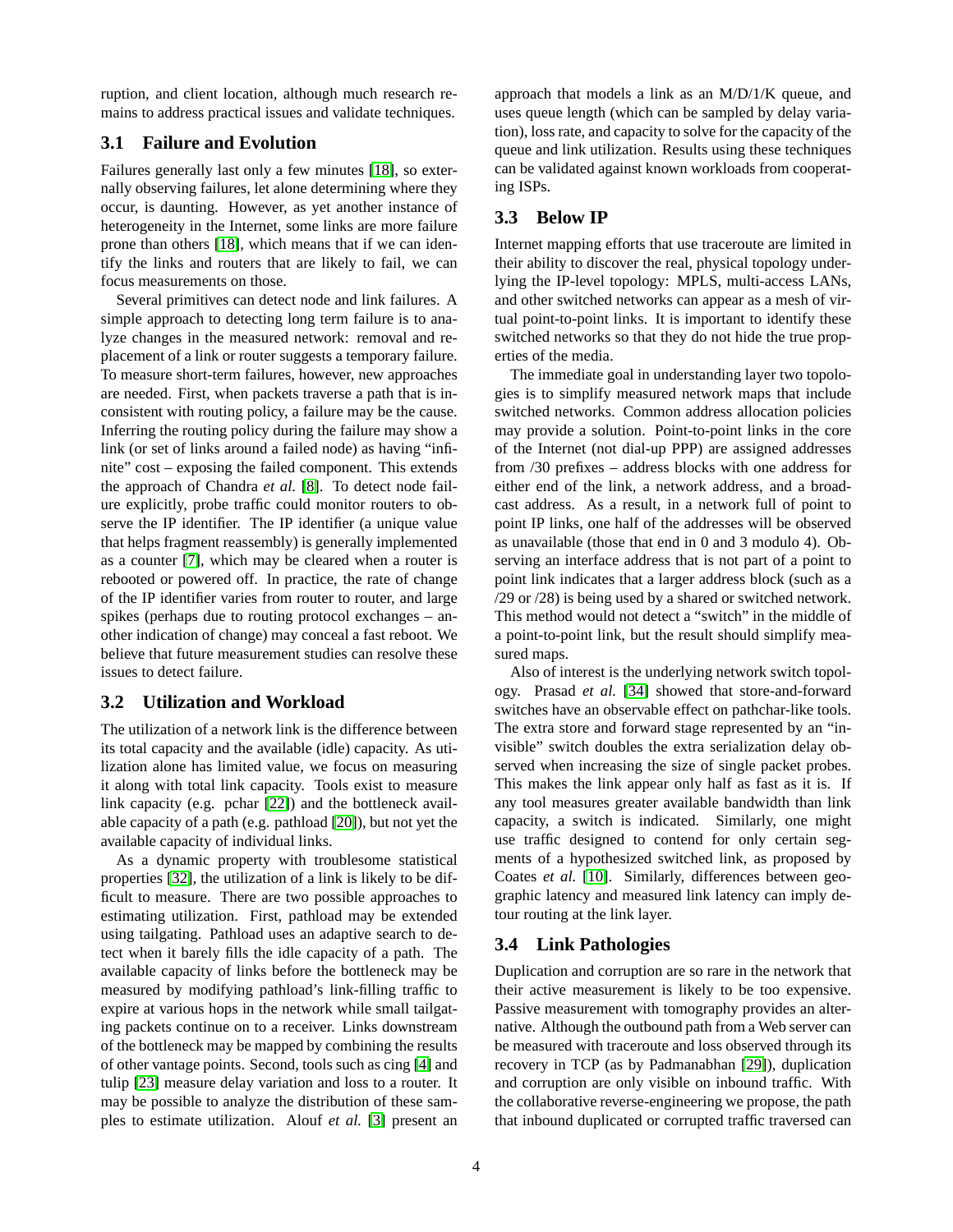ruption, and client location, although much research remains to address practical issues and validate techniques.

### 3.1 Failure and Evolution

Failures generally last only a few minutes [18], so externally observing failures, let alone determining where they occur, is daunting. However, as yet another instance of heterogeneity in the Internet, some links are more failure prone than others [18], which means that if we can identify the links and routers that are likely to fail, we can focus measurements on those.

Several primitives can detect node and link failures. A simple approach to detecting long term failure is to analyze changes in the measured network: removal and replacement of a link or router suggests a temporary failure. To measure short-term failures, however, new approaches are needed. First, when packets traverse a path that is inconsistent with routing policy, a failure may be the cause. Inferring the routing policy during the failure may show a link (or set of links around a failed node) as having "infinite" cost – exposing the failed component. This extends the approach of Chandra *et al.* [8]. To detect node failure explicitly, probe traffic could monitor routers to observe the IP identifier. The IP identifier (a unique value that helps fragment reassembly) is generally implemented as a counter [7], which may be cleared when a router is rebooted or powered off. In practice, the rate of change of the IP identifier varies from router to router, and large spikes (perhaps due to routing protocol exchanges – another indication of change) may conceal a fast reboot. We believe that future measurement studies can resolve these issues to detect failure.

### 3.2 Utilization and Workload

The utilization of a network link is the difference between its total capacity and the available (idle) capacity. As utilization alone has limited value, we focus on measuring it along with total link capacity. Tools exist to measure link capacity (e.g. pchar [22]) and the bottleneck available capacity of a path (e.g. pathload [20]), but not yet the available capacity of individual links.

As a dynamic property with troublesome statistical properties [32], the utilization of a link is likely to be difficult to measure. There are two possible approaches to estimating utilization. First, pathload may be extended using tailgating. Pathload uses an adaptive search to detect when it barely fills the idle capacity of a path. The available capacity of links before the bottleneck may be measured by modifying pathload's link-filling traffic to expire at various hops in the network while small tailgating packets continue on to a receiver. Links downstream of the bottleneck may be mapped by combining the results of other vantage points. Second, tools such as cing [4] and tulip [23] measure delay variation and loss to a router. It may be possible to analyze the distribution of these samples to estimate utilization. Alouf *et al.* [3] present an approach that models a link as an M/D/1/K queue, and uses queue length (which can be sampled by delay variation), loss rate, and capacity to solve for the capacity of the queue and link utilization. Results using these techniques can be validated against known workloads from cooperating ISPs.

### 3.3 Below IP

Internet mapping efforts that use traceroute are limited in their ability to discover the real, physical topology underlying the IP-level topology: MPLS, multi-access LANs, and other switched networks can appear as a mesh of virtual point-to-point links. It is important to identify these switched networks so that they do not hide the true properties of the media.

The immediate goal in understanding layer two topologies is to simplify measured network maps that include switched networks. Common address allocation policies may provide a solution. Point-to-point links in the core of the Internet (not dial-up PPP) are assigned addresses from /30 prefixes – address blocks with one address for either end of the link, a network address, and a broadcast address. As a result, in a network full of point to point IP links, one half of the addresses will be observed as unavailable (those that end in 0 and 3 modulo 4). Observing an interface address that is not part of a point to point link indicates that a larger address block (such as a /29 or /28) is being used by a shared or switched network. This method would not detect a "switch" in the middle of a point-to-point link, but the result should simplify measured maps.

Also of interest is the underlying network switch topology. Prasad *et al.* [34] showed that store-and-forward switches have an observable effect on pathchar-like tools. The extra store and forward stage represented by an "invisible" switch doubles the extra serialization delay observed when increasing the size of single packet probes. This makes the link appear only half as fast as it is. If any tool measures greater available bandwidth than link capacity, a switch is indicated. Similarly, one might use traffic designed to contend for only certain segments of a hypothesized switched link, as proposed by Coates *et al.* [10]. Similarly, differences between geographic latency and measured link latency can imply detour routing at the link layer.

### 3.4 Link Pathologies

Duplication and corruption are so rare in the network that their active measurement is likely to be too expensive. Passive measurement with tomography provides an alternative. Although the outbound path from a Web server can be measured with traceroute and loss observed through its recovery in TCP (as by Padmanabhan [29]), duplication and corruption are only visible on inbound traffic. With the collaborative reverse-engineering we propose, the path that inbound duplicated or corrupted traffic traversed can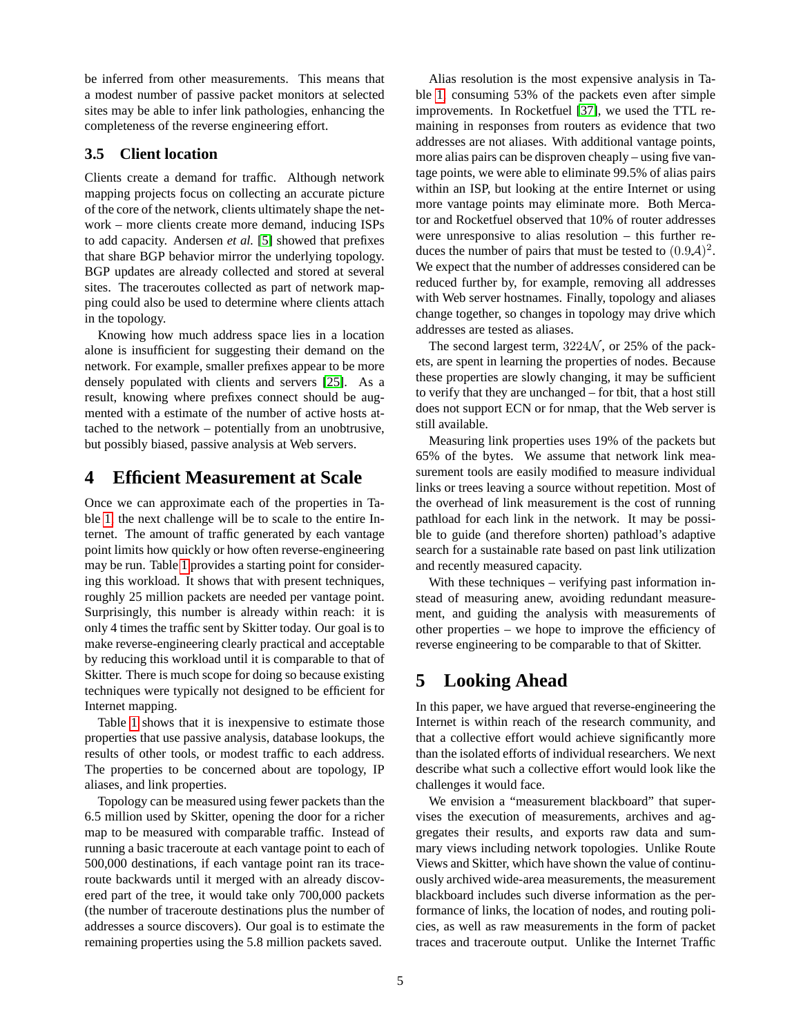be inferred from other measurements. This means that a modest number of passive packet monitors at selected sites may be able to infer link pathologies, enhancing the completeness of the reverse engineering effort.

### 3.5 Client location

Clients create a demand for traffic. Although network mapping projects focus on collecting an accurate picture of the core of the network, clients ultimately shape the network – more clients create more demand, inducing ISPs to add capacity. Andersen *et al.* [5] showed that prefixes that share BGP behavior mirror the underlying topology. BGP updates are already collected and stored at several sites. The traceroutes collected as part of network mapping could also be used to determine where clients attach in the topology.

Knowing how much address space lies in a location alone is insufficient for suggesting their demand on the network. For example, smaller prefixes appear to be more densely populated with clients and servers [25]. As a result, knowing where prefixes connect should be augmented with a estimate of the number of active hosts attached to the network – potentially from an unobtrusive, but possibly biased, passive analysis at Web servers.

## 4 Efficient Measurement at Scale

Once we can approximate each of the properties in Table 1, the next challenge will be to scale to the entire Internet. The amount of traffic generated by each vantage point limits how quickly or how often reverse-engineering may be run. Table 1 provides a starting point for considering this workload. It shows that with present techniques, roughly 25 million packets are needed per vantage point. Surprisingly, this number is already within reach: it is only 4 times the traffic sent by Skitter today. Our goal is to make reverse-engineering clearly practical and acceptable by reducing this workload until it is comparable to that of Skitter. There is much scope for doing so because existing techniques were typically not designed to be efficient for Internet mapping.

Table 1 shows that it is inexpensive to estimate those properties that use passive analysis, database lookups, the results of other tools, or modest traffic to each address. The properties to be concerned about are topology, IP aliases, and link properties.

Topology can be measured using fewer packets than the 6.5 million used by Skitter, opening the door for a richer map to be measured with comparable traffic. Instead of running a basic traceroute at each vantage point to each of 500,000 destinations, if each vantage point ran its traceroute backwards until it merged with an already discovered part of the tree, it would take only 700,000 packets (the number of traceroute destinations plus the number of addresses a source discovers). Our goal is to estimate the remaining properties using the 5.8 million packets saved.

Alias resolution is the most expensive analysis in Table 1, consuming 53% of the packets even after simple improvements. In Rocketfuel [37], we used the TTL remaining in responses from routers as evidence that two addresses are not aliases. With additional vantage points, more alias pairs can be disproven cheaply – using five vantage points, we were able to eliminate 99.5% of alias pairs within an ISP, but looking at the entire Internet or using more vantage points may eliminate more. Both Mercator and Rocketfuel observed that 10% of router addresses were unresponsive to alias resolution – this further reduces the number of pairs that must be tested to $(0.9\mathcal{A})^2$. We expect that the number of addresses considered can be reduced further by, for example, removing all addresses with Web server hostnames. Finally, topology and aliases change together, so changes in topology may drive which addresses are tested as aliases.

The second largest term, $3224\mathcal{N}$, or 25% of the packets, are spent in learning the properties of nodes. Because these properties are slowly changing, it may be sufficient to verify that they are unchanged – for tbit, that a host still does not support ECN or for nmap, that the Web server is still available.

Measuring link properties uses 19% of the packets but 65% of the bytes. We assume that network link measurement tools are easily modified to measure individual links or trees leaving a source without repetition. Most of the overhead of link measurement is the cost of running pathload for each link in the network. It may be possible to guide (and therefore shorten) pathload's adaptive search for a sustainable rate based on past link utilization and recently measured capacity.

With these techniques – verifying past information instead of measuring anew, avoiding redundant measurement, and guiding the analysis with measurements of other properties – we hope to improve the efficiency of reverse engineering to be comparable to that of Skitter.

## 5 Looking Ahead

In this paper, we have argued that reverse-engineering the Internet is within reach of the research community, and that a collective effort would achieve significantly more than the isolated efforts of individual researchers. We next describe what such a collective effort would look like the challenges it would face.

We envision a "measurement blackboard" that supervises the execution of measurements, archives and aggregates their results, and exports raw data and summary views including network topologies. Unlike Route Views and Skitter, which have shown the value of continuously archived wide-area measurements, the measurement blackboard includes such diverse information as the performance of links, the location of nodes, and routing policies, as well as raw measurements in the form of packet traces and traceroute output. Unlike the Internet Traffic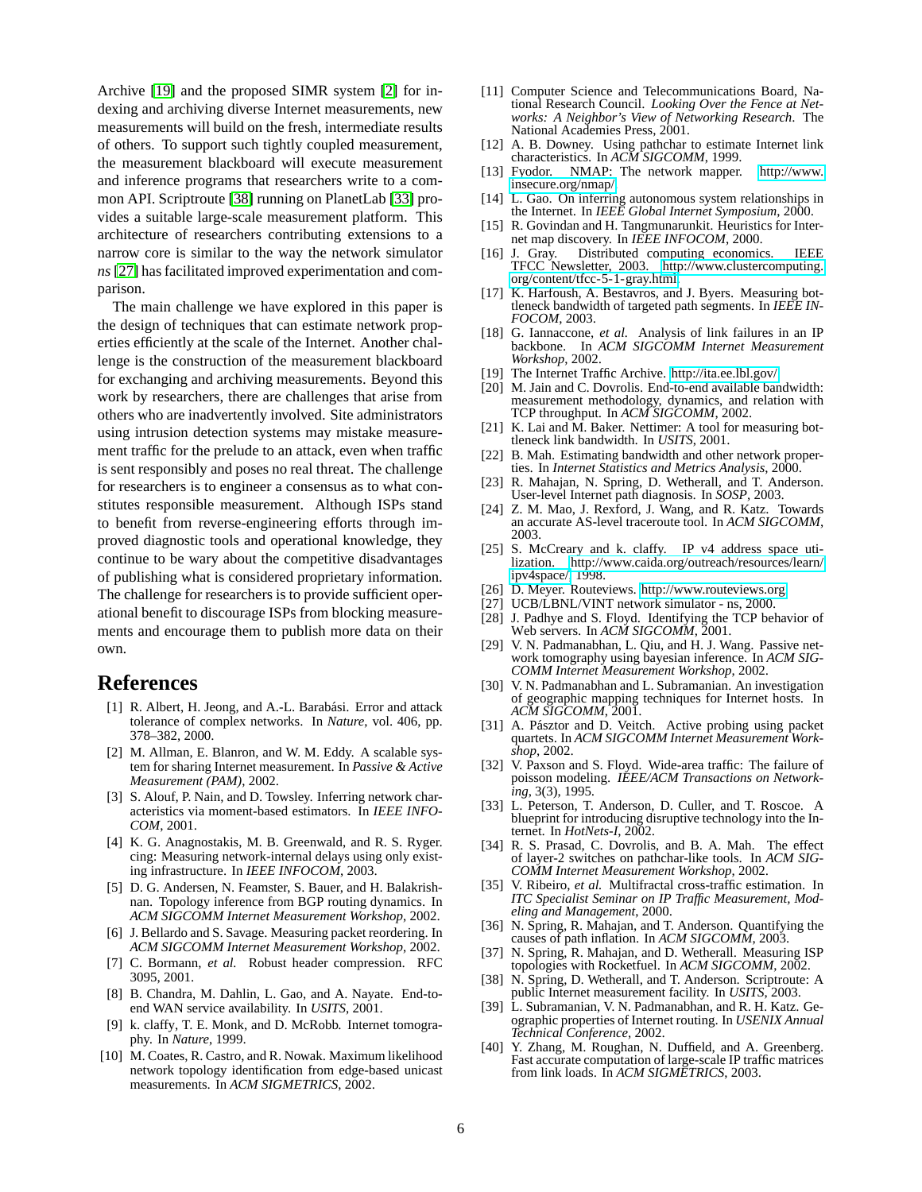Archive [19] and the proposed SIMR system [2] for indexing and archiving diverse Internet measurements, new measurements will build on the fresh, intermediate results of others. To support such tightly coupled measurement, the measurement blackboard will execute measurement and inference programs that researchers write to a common API. Scriptroute [38] running on PlanetLab [33] provides a suitable large-scale measurement platform. This architecture of researchers contributing extensions to a narrow core is similar to the way the network simulator *ns* [27] has facilitated improved experimentation and comparison.

The main challenge we have explored in this paper is the design of techniques that can estimate network properties efficiently at the scale of the Internet. Another challenge is the construction of the measurement blackboard for exchanging and archiving measurements. Beyond this work by researchers, there are challenges that arise from others who are inadvertently involved. Site administrators using intrusion detection systems may mistake measurement traffic for the prelude to an attack, even when traffic is sent responsibly and poses no real threat. The challenge for researchers is to engineer a consensus as to what constitutes responsible measurement. Although ISPs stand to benefit from reverse-engineering efforts through improved diagnostic tools and operational knowledge, they continue to be wary about the competitive disadvantages of publishing what is considered proprietary information. The challenge for researchers is to provide sufficient operational benefit to discourage ISPs from blocking measurements and encourage them to publish more data on their own.

## References

[1] R. Albert, H. Jeong, and A.-L. Barabási. Error and attack tolerance of complex networks. In *Nature*, vol. 406, pp. 378–382, 2000.

[2] M. Allman, E. Blanron, and W. M. Eddy. A scalable system for sharing Internet measurement. In *Passive & Active Measurement (PAM)*, 2002.

[3] S. Alouf, P. Nain, and D. Towsley. Inferring network characteristics via moment-based estimators. In *IEEE INFOCOM*, 2001.

[4] K. G. Anagnostakis, M. B. Greenwald, and R. S. Ryger. cing: Measuring network-internal delays using only existing infrastructure. In *IEEE INFOCOM*, 2003.

[5] D. G. Andersen, N. Feamster, S. Bauer, and H. Balakrishnan. Topology inference from BGP routing dynamics. In *ACM SIGCOMM Internet Measurement Workshop*, 2002.

[6] J. Bellardo and S. Savage. Measuring packet reordering. In *ACM SIGCOMM Internet Measurement Workshop*, 2002.

[7] C. Bormann, *et al.* Robust header compression. RFC 3095, 2001.

[8] B. Chandra, M. Dahlin, L. Gao, and A. Nayate. End-to-end WAN service availability. In *USITS*, 2001.

[9] k. claffy, T. E. Monk, and D. McRobb. Internet tomography. In *Nature*, 1999.

[10] M. Coates, R. Castro, and R. Nowak. Maximum likelihood network topology identification from edge-based unicast measurements. In *ACM SIGMETRICS*, 2002.

[11] Computer Science and Telecommunications Board, National Research Council. *Looking Over the Fence at Networks: A Neighbor's View of Networking Research*. The National Academies Press, 2001.

[12] A. B. Downey. Using pathchar to estimate Internet link characteristics. In *ACM SIGCOMM*, 1999.

[13] Fyodor. NMAP: The network mapper. http://www.insecure.org/nmap/.

[14] L. Gao. On inferring autonomous system relationships in the Internet. In *IEEE Global Internet Symposium*, 2000.

[15] R. Govindan and H. Tangmunarunkit. Heuristics for Internet map discovery. In *IEEE INFOCOM*, 2000.

[16] J. Gray. Distributed computing economics. IEEE TFCC Newsletter, 2003. http://www.clustercomputing.org/content/tfcc-5-1-gray.html.

[17] K. Harfoush, A. Bestavros, and J. Byers. Measuring bottleneck bandwidth of targeted path segments. In *IEEE INFOCOM*, 2003.

[18] G. Iannaccone, *et al.* Analysis of link failures in an IP backbone. In *ACM SIGCOMM Internet Measurement Workshop*, 2002.

[19] The Internet Traffic Archive. http://ita.ee.lbl.gov/.

[20] M. Jain and C. Dovrolis. End-to-end available bandwidth: measurement methodology, dynamics, and relation with TCP throughput. In *ACM SIGCOMM*, 2002.

[21] K. Lai and M. Baker. Nettimer: A tool for measuring bottleneck link bandwidth. In *USITS*, 2001.

[22] B. Mah. Estimating bandwidth and other network properties. In *Internet Statistics and Metrics Analysis*, 2000.

[23] R. Mahajan, N. Spring, D. Wetherall, and T. Anderson. User-level Internet path diagnosis. In *SOSP*, 2003.

[24] Z. M. Mao, J. Rexford, J. Wang, and R. Katz. Towards an accurate AS-level traceroute tool. In *ACM SIGCOMM*, 2003.

[25] S. McCreary and k. claffy. IP v4 address space utilization. http://www.caida.org/outreach/resources/learn/ipv4space/, 1998.

[26] D. Meyer. Routeviews. http://www.routeviews.org.

[27] UCB/LBNL/VINT network simulator - ns, 2000.

[28] J. Padhye and S. Floyd. Identifying the TCP behavior of Web servers. In *ACM SIGCOMM*, 2001.

[29] V. N. Padmanabhan, L. Qiu, and H. J. Wang. Passive network tomography using bayesian inference. In *ACM SIGCOMM Internet Measurement Workshop*, 2002.

[30] V. N. Padmanabhan and L. Subramanian. An investigation of geographic mapping techniques for Internet hosts. In *ACM SIGCOMM*, 2001.

[31] A. Pásztor and D. Veitch. Active probing using packet quartets. In *ACM SIGCOMM Internet Measurement Workshop*, 2002.

[32] V. Paxson and S. Floyd. Wide-area traffic: The failure of poisson modeling. *IEEE/ACM Transactions on Networking*, 3(3), 1995.

[33] L. Peterson, T. Anderson, D. Culler, and T. Roscoe. A blueprint for introducing disruptive technology into the Internet. In *HotNets-I*, 2002.

[34] R. S. Prasad, C. Dovrolis, and B. A. Mah. The effect of layer-2 switches on pathchar-like tools. In *ACM SIGCOMM Internet Measurement Workshop*, 2002.

[35] V. Ribeiro, *et al.* Multifractal cross-traffic estimation. In *ITC Specialist Seminar on IP Traffic Measurement, Modeling and Management*, 2000.

[36] N. Spring, R. Mahajan, and T. Anderson. Quantifying the causes of path inflation. In *ACM SIGCOMM*, 2003.

[37] N. Spring, R. Mahajan, and D. Wetherall. Measuring ISP topologies with Rocketfuel. In *ACM SIGCOMM*, 2002.

[38] N. Spring, D. Wetherall, and T. Anderson. Scriptroute: A public Internet measurement facility. In *USITS*, 2003.

[39] L. Subramanian, V. N. Padmanabhan, and R. H. Katz. Geographic properties of Internet routing. In *USENIX Annual Technical Conference*, 2002.

[40] Y. Zhang, M. Roughan, N. Duffield, and A. Greenberg. Fast accurate computation of large-scale IP traffic matrices from link loads. In *ACM SIGMETRICS*, 2003.